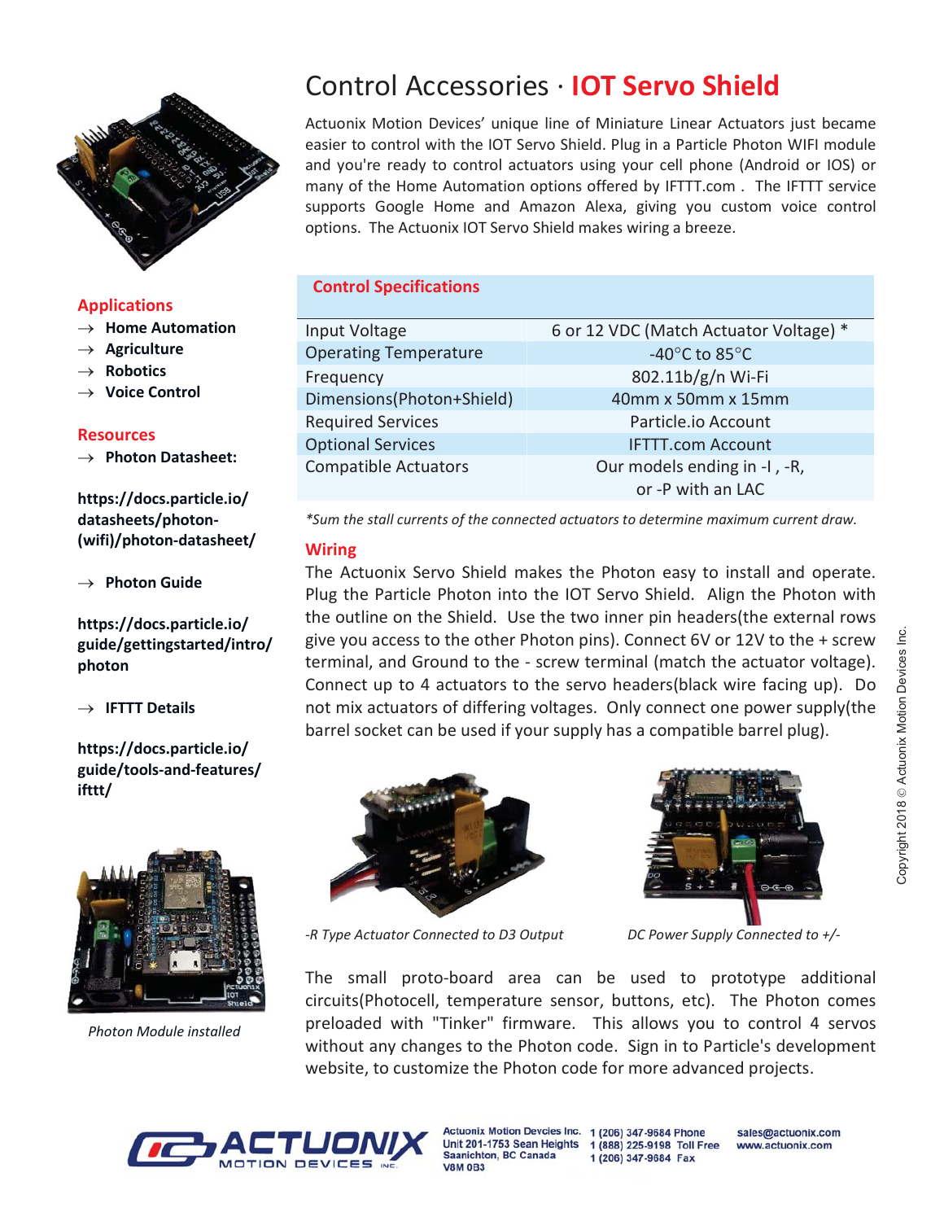# Control Accessories · IOT Servo Shield

Actuonix Motion Devices' unique line of Miniature Linear Actuators just became easier to control with the IOT Servo Shield. Plug in a Particle Photon WIFI module and you're ready to control actuators using your cell phone (Android or IOS) or many of the Home Automation options offered by IFTTT.com . The IFTTT service supports Google Home and Amazon Alexa, giving you custom voice control options. The Actuonix IOT Servo Shield makes wiring a breeze.

## Applications

- → **Home Automation**
- → **Agriculture**
- → **Robotics**
- → **Voice Control**

## Resources

→ **Photon Datasheet:**

**https://docs.particle.io/datasheets/photon-(wifi)/photon-datasheet/**

→ **Photon Guide**

**https://docs.particle.io/guide/gettingstarted/intro/photon**

→ **IFTTT Details**

**https://docs.particle.io/guide/tools-and-features/ifttt/**

*Photon Module installed*

## Control Specifications

| | |
|---|---|
| Input Voltage | 6 or 12 VDC (Match Actuator Voltage) * |
| Operating Temperature | -40°C to 85°C |
| Frequency | 802.11b/g/n Wi-Fi |
| Dimensions(Photon+Shield) | 40mm x 50mm x 15mm |
| Required Services | Particle.io Account |
| Optional Services | IFTTT.com Account |
| Compatible Actuators | Our models ending in -I , -R, or -P with an LAC |

*\*Sum the stall currents of the connected actuators to determine maximum current draw.*

## Wiring

The Actuonix Servo Shield makes the Photon easy to install and operate. Plug the Particle Photon into the IOT Servo Shield. Align the Photon with the outline on the Shield. Use the two inner pin headers(the external rows give you access to the other Photon pins). Connect 6V or 12V to the + screw terminal, and Ground to the - screw terminal (match the actuator voltage). Connect up to 4 actuators to the servo headers(black wire facing up). Do not mix actuators of differing voltages. Only connect one power supply(the barrel socket can be used if your supply has a compatible barrel plug).

*-R Type Actuator Connected to D3 Output*

*DC Power Supply Connected to +/-*

The small proto-board area can be used to prototype additional circuits(Photocell, temperature sensor, buttons, etc). The Photon comes preloaded with "Tinker" firmware. This allows you to control 4 servos without any changes to the Photon code. Sign in to Particle's development website, to customize the Photon code for more advanced projects.

Copyright 2018 © Actuonix Motion Devices Inc.

Actuonix Motion Devcies Inc.
Unit 201-1753 Sean Heights
Saanichton, BC Canada
V8M 0B3

1 (206) 347-9684 Phone
1 (888) 225-9198 Toll Free
1 (206) 347-9684 Fax

sales@actuonix.com
www.actuonix.com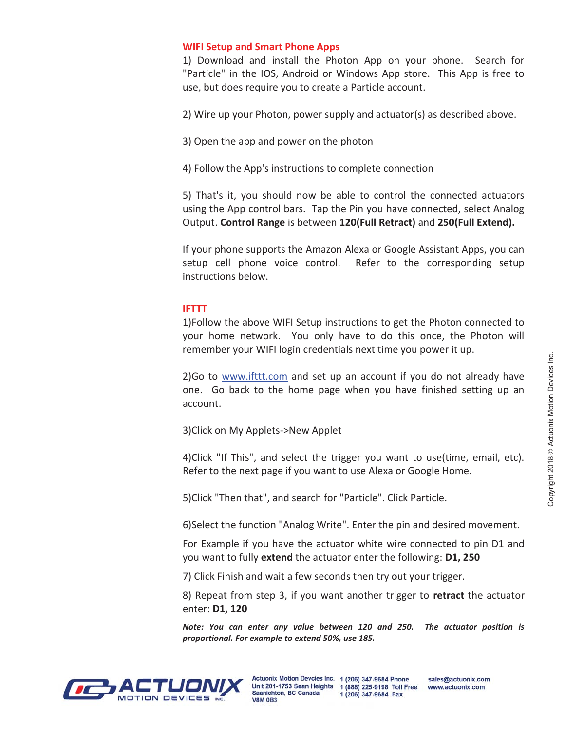## WIFI Setup and Smart Phone Apps

1) Download and install the Photon App on your phone. Search for "Particle" in the IOS, Android or Windows App store. This App is free to use, but does require you to create a Particle account.

2) Wire up your Photon, power supply and actuator(s) as described above.

3) Open the app and power on the photon

4) Follow the App's instructions to complete connection

5) That's it, you should now be able to control the connected actuators using the App control bars. Tap the Pin you have connected, select Analog Output. **Control Range** is between **120(Full Retract)** and **250(Full Extend).**

If your phone supports the Amazon Alexa or Google Assistant Apps, you can setup cell phone voice control. Refer to the corresponding setup instructions below.

## IFTTT

1)Follow the above WIFI Setup instructions to get the Photon connected to your home network. You only have to do this once, the Photon will remember your WIFI login credentials next time you power it up.

2)Go to [www.ifttt.com](http://www.ifttt.com) and set up an account if you do not already have one. Go back to the home page when you have finished setting up an account.

3)Click on My Applets->New Applet

4)Click "If This", and select the trigger you want to use(time, email, etc). Refer to the next page if you want to use Alexa or Google Home.

5)Click "Then that", and search for "Particle". Click Particle.

6)Select the function "Analog Write". Enter the pin and desired movement.

For Example if you have the actuator white wire connected to pin D1 and you want to fully **extend** the actuator enter the following: **D1, 250**

7) Click Finish and wait a few seconds then try out your trigger.

8) Repeat from step 3, if you want another trigger to **retract** the actuator enter: **D1, 120**

***Note: You can enter any value between 120 and 250. The actuator position is proportional. For example to extend 50%, use 185.***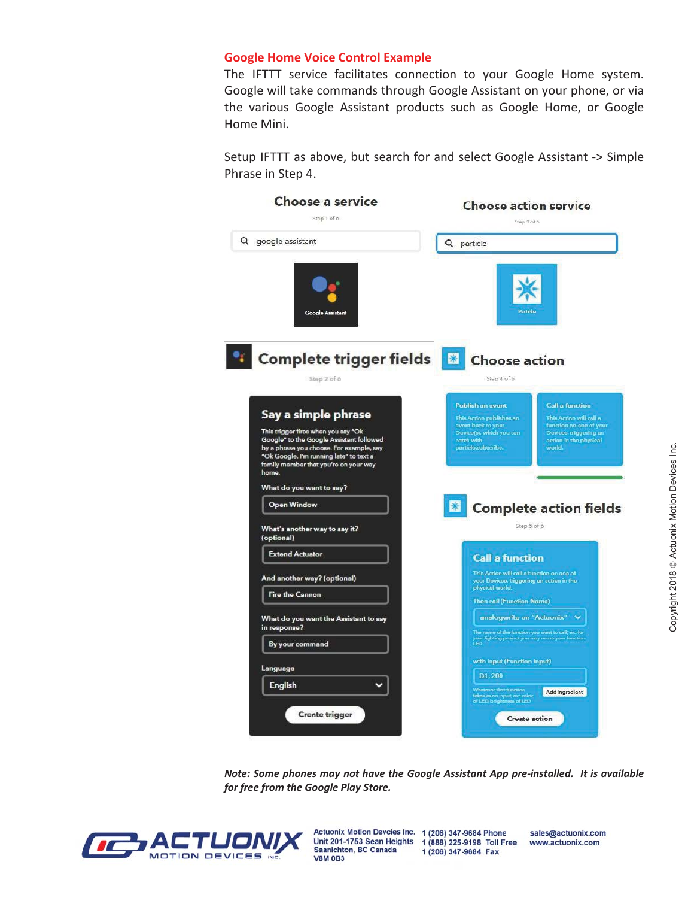## Google Home Voice Control Example

The IFTTT service facilitates connection to your Google Home system. Google will take commands through Google Assistant on your phone, or via the various Google Assistant products such as Google Home, or Google Home Mini.

Setup IFTTT as above, but search for and select Google Assistant -> Simple Phrase in Step 4.

**Choose a service**

Step 1 of 6

google assistant

Google Assistant

**Complete trigger fields**

Step 2 of 6

**Say a simple phrase**

This trigger fires when you say "Ok Google" to the Google Assistant followed by a phrase you choose. For example, say "Ok Google, I'm running late" to text a family member that you're on your way home.

What do you want to say?

Open Window

What's another way to say it? (optional)

Extend Actuator

And another way? (optional)

Fire the Cannon

What do you want the Assistant to say in response?

By your command

Language

English

Create trigger

**Choose action service**

Step 3 of 6

particle

Particle

**Choose action**

Step 4 of 6

Publish an event

This Action publishes an event back to your Device(s), which you can catch with particle.subscribe.

Call a function

This Action will call a function on one of your Devices, triggering an action in the physical world.

**Complete action fields**

Step 5 of 6

**Call a function**

This Action will call a function on one of your Devices, triggering an action in the physical world.

Then call (Function Name)

analogwrite on "Actuonix"

The name of the function you want to call; ex: for your lighting project you may name your function LED

with input (Function Input)

D1, 200

Whatever that function takes as an input, ex: color of LED, brightness of LED

Add ingredient

Create action

*Note: Some phones may not have the Google Assistant App pre-installed. It is available for free from the Google Play Store.*

Copyright 2018 © Actuonix Motion Devices Inc.

ACTUONIX MOTION DEVICES INC.

Actuonix Motion Devcies Inc.
Unit 201-1753 Sean Heights
Saanichton, BC Canada
V8M 0B3

1 (206) 347-9684 Phone
1 (888) 225-9198 Toll Free
1 (206) 347-9684 Fax

sales@actuonix.com
www.actuonix.com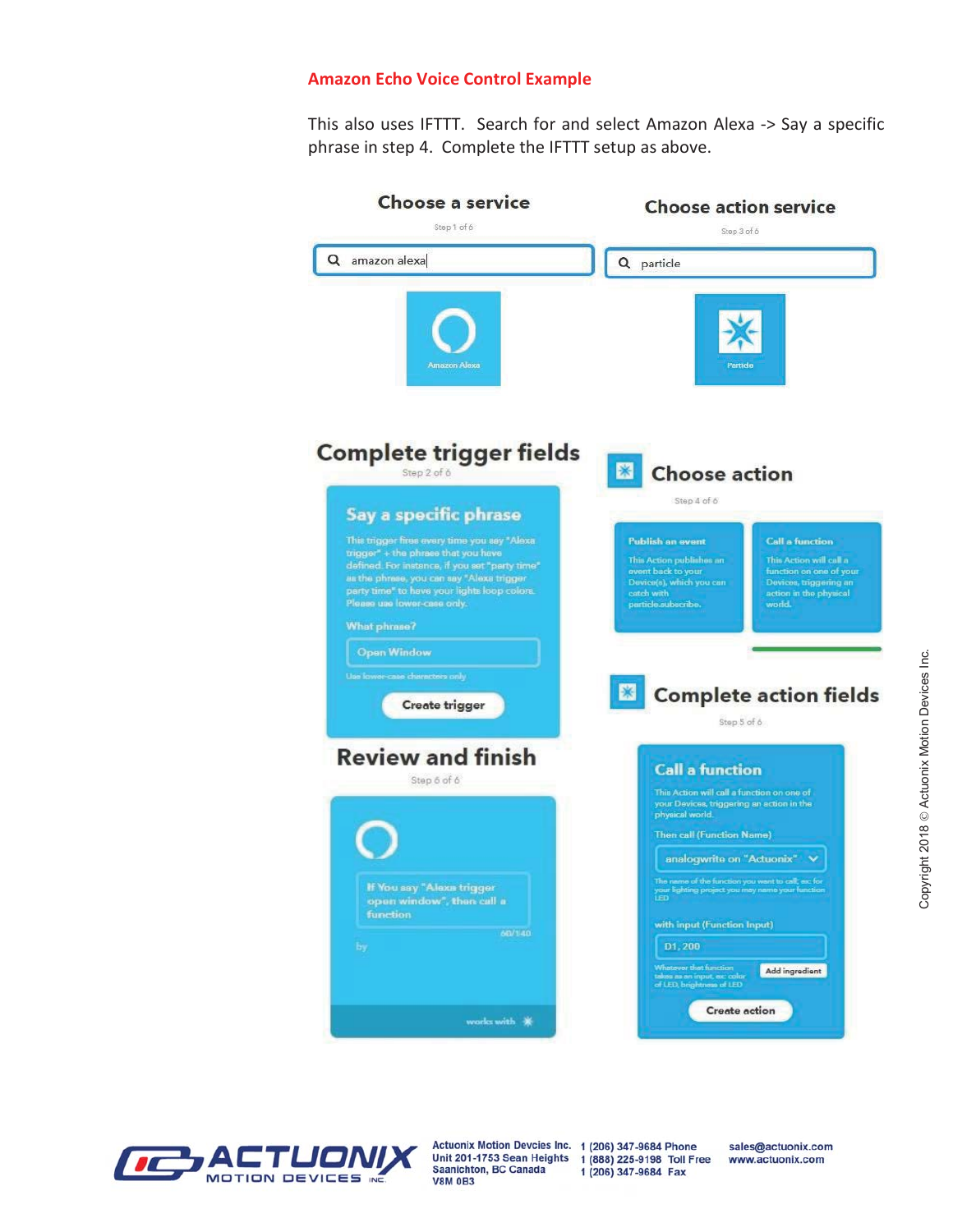## Amazon Echo Voice Control Example

This also uses IFTTT. Search for and select Amazon Alexa -> Say a specific phrase in step 4. Complete the IFTTT setup as above.

**Choose a service**

Step 1 of 6

amazon alexa

Amazon Alexa

**Choose action service**

Step 3 of 6

particle

Particle

**Complete trigger fields**

Step 2 of 6

**Say a specific phrase**

This trigger fires every time you say "Alexa trigger" + the phrase that you have defined. For instance, if you set "party time" as the phrase, you can say "Alexa trigger party time" to have your lights loop colors. Please use lower-case only.

What phrase?

Open Window

Use lower-case characters only

Create trigger

**Choose action**

Step 4 of 6

**Publish an event**

This Action publishes an event back to your Device(s), which you can catch with particle.subscribe.

**Call a function**

This Action will call a function on one of your Devices, triggering an action in the physical world.

**Review and finish**

Step 6 of 6

If You say "Alexa trigger open window", then call a function

60/140

by

works with

**Complete action fields**

Step 5 of 6

**Call a function**

This Action will call a function on one of your Devices, triggering an action in the physical world.

Then call (Function Name)

analogwrite on "Actuonix"

The name of the function you want to call, ex: for your lighting project you may name your function LED

with input (Function Input)

D1, 200

Whatever that function takes as an input, ex: color of LED, brightness of LED

Add ingredient

Create action

Copyright 2018 © Actuonix Motion Devices Inc.

Actuonix Motion Devcies Inc.
Unit 201-1753 Sean Heights
Saanichton, BC Canada
V8M 0B3

1 (206) 347-9684 Phone
1 (888) 225-9198 Toll Free
1 (206) 347-9684 Fax

sales@actuonix.com
www.actuonix.com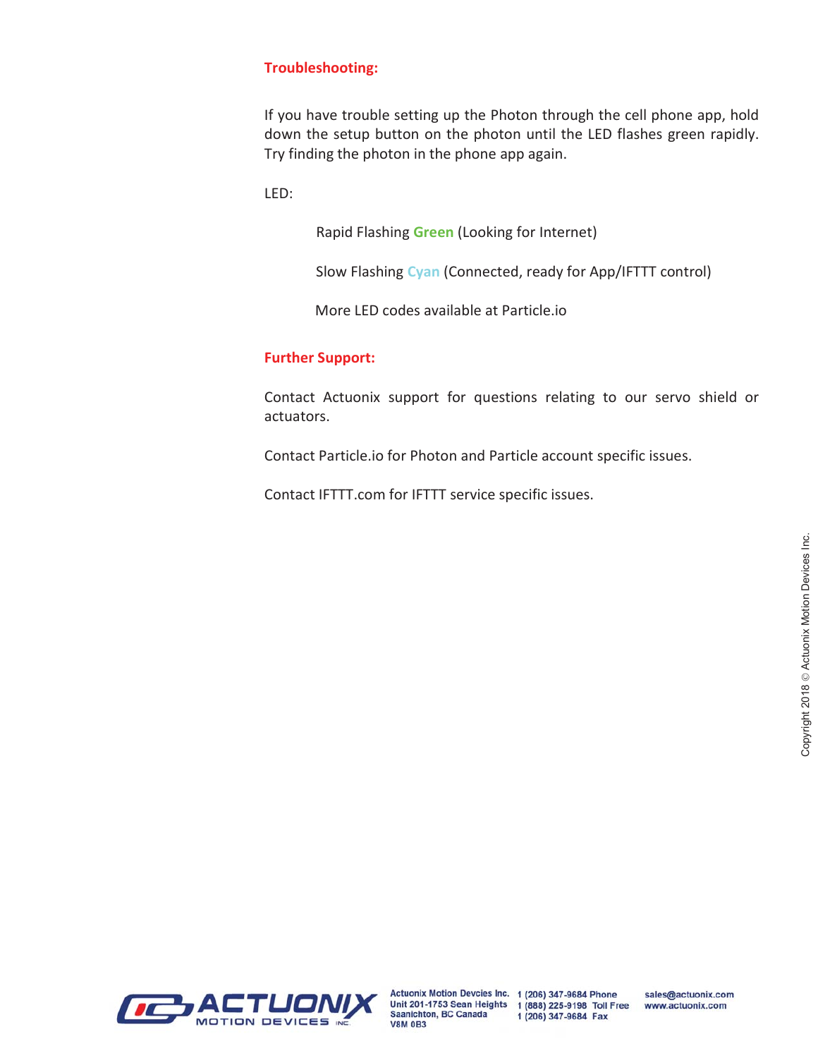## Troubleshooting:

If you have trouble setting up the Photon through the cell phone app, hold down the setup button on the photon until the LED flashes green rapidly. Try finding the photon in the phone app again.

LED:

Rapid Flashing **Green** (Looking for Internet)

Slow Flashing **Cyan** (Connected, ready for App/IFTTT control)

More LED codes available at Particle.io

## Further Support:

Contact Actuonix support for questions relating to our servo shield or actuators.

Contact Particle.io for Photon and Particle account specific issues.

Contact IFTTT.com for IFTTT service specific issues.

Copyright 2018 © Actuonix Motion Devices Inc.

Actuonix Motion Devcies Inc.
Unit 201-1753 Sean Heights
Saanichton, BC Canada
V8M 0B3

1 (206) 347-9684 Phone
1 (888) 225-9198 Toll Free
1 (206) 347-9684 Fax

sales@actuonix.com
www.actuonix.com